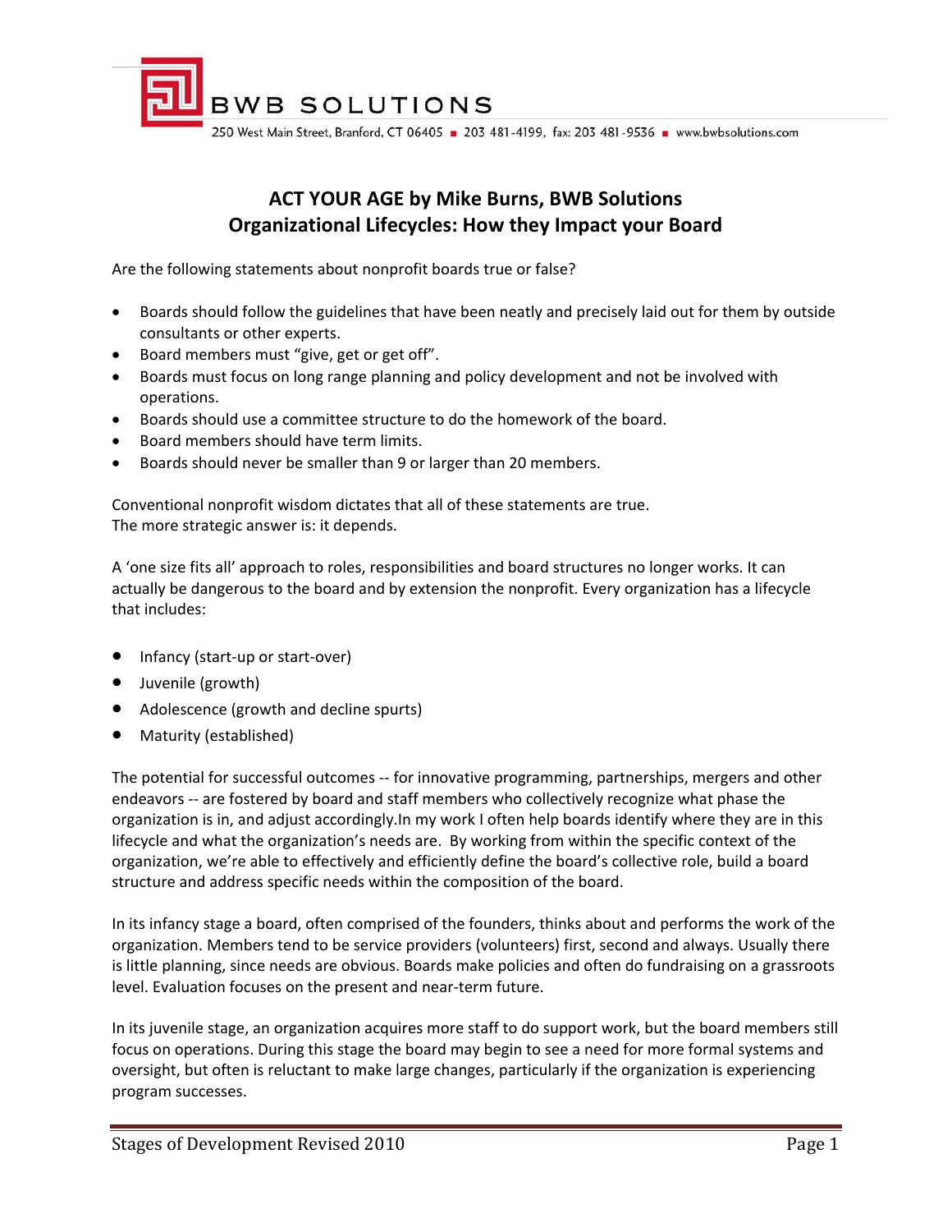BWB SOLUTIONS

250 West Main Street, Branford, CT 06405 ■ 203 481-4199, fax: 203 481-9536 ■ www.bwbsolutions.com

# ACT YOUR AGE by Mike Burns, BWB Solutions
## Organizational Lifecycles: How they Impact your Board

Are the following statements about nonprofit boards true or false?

- Boards should follow the guidelines that have been neatly and precisely laid out for them by outside consultants or other experts.
- Board members must "give, get or get off".
- Boards must focus on long range planning and policy development and not be involved with operations.
- Boards should use a committee structure to do the homework of the board.
- Board members should have term limits.
- Boards should never be smaller than 9 or larger than 20 members.

Conventional nonprofit wisdom dictates that all of these statements are true.
The more strategic answer is: it depends.

A 'one size fits all' approach to roles, responsibilities and board structures no longer works. It can actually be dangerous to the board and by extension the nonprofit. Every organization has a lifecycle that includes:

- Infancy (start-up or start-over)
- Juvenile (growth)
- Adolescence (growth and decline spurts)
- Maturity (established)

The potential for successful outcomes -- for innovative programming, partnerships, mergers and other endeavors -- are fostered by board and staff members who collectively recognize what phase the organization is in, and adjust accordingly.In my work I often help boards identify where they are in this lifecycle and what the organization's needs are. By working from within the specific context of the organization, we're able to effectively and efficiently define the board's collective role, build a board structure and address specific needs within the composition of the board.

In its infancy stage a board, often comprised of the founders, thinks about and performs the work of the organization. Members tend to be service providers (volunteers) first, second and always. Usually there is little planning, since needs are obvious. Boards make policies and often do fundraising on a grassroots level. Evaluation focuses on the present and near-term future.

In its juvenile stage, an organization acquires more staff to do support work, but the board members still focus on operations. During this stage the board may begin to see a need for more formal systems and oversight, but often is reluctant to make large changes, particularly if the organization is experiencing program successes.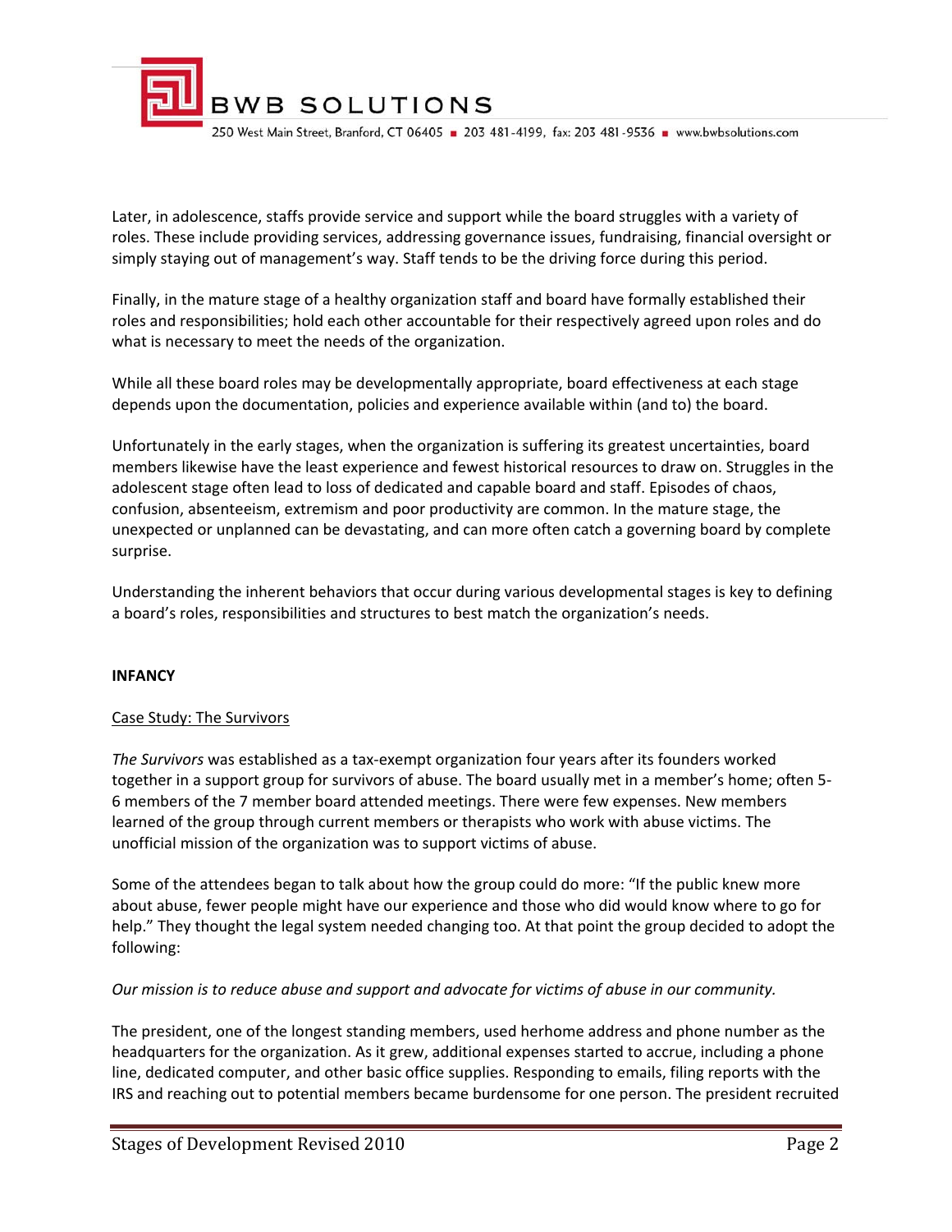Later, in adolescence, staffs provide service and support while the board struggles with a variety of roles. These include providing services, addressing governance issues, fundraising, financial oversight or simply staying out of management's way. Staff tends to be the driving force during this period.

Finally, in the mature stage of a healthy organization staff and board have formally established their roles and responsibilities; hold each other accountable for their respectively agreed upon roles and do what is necessary to meet the needs of the organization.

While all these board roles may be developmentally appropriate, board effectiveness at each stage depends upon the documentation, policies and experience available within (and to) the board.

Unfortunately in the early stages, when the organization is suffering its greatest uncertainties, board members likewise have the least experience and fewest historical resources to draw on. Struggles in the adolescent stage often lead to loss of dedicated and capable board and staff. Episodes of chaos, confusion, absenteeism, extremism and poor productivity are common. In the mature stage, the unexpected or unplanned can be devastating, and can more often catch a governing board by complete surprise.

Understanding the inherent behaviors that occur during various developmental stages is key to defining a board's roles, responsibilities and structures to best match the organization's needs.

**INFANCY**

Case Study: The Survivors

*The Survivors* was established as a tax-exempt organization four years after its founders worked together in a support group for survivors of abuse. The board usually met in a member's home; often 5-6 members of the 7 member board attended meetings. There were few expenses. New members learned of the group through current members or therapists who work with abuse victims. The unofficial mission of the organization was to support victims of abuse.

Some of the attendees began to talk about how the group could do more: "If the public knew more about abuse, fewer people might have our experience and those who did would know where to go for help." They thought the legal system needed changing too. At that point the group decided to adopt the following:

*Our mission is to reduce abuse and support and advocate for victims of abuse in our community.*

The president, one of the longest standing members, used herhome address and phone number as the headquarters for the organization. As it grew, additional expenses started to accrue, including a phone line, dedicated computer, and other basic office supplies. Responding to emails, filing reports with the IRS and reaching out to potential members became burdensome for one person. The president recruited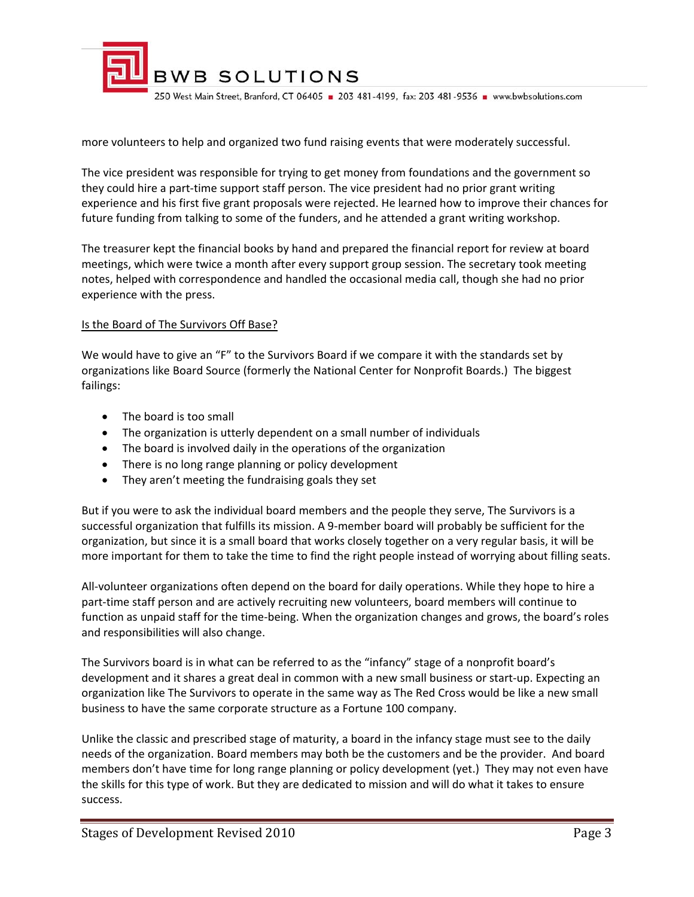more volunteers to help and organized two fund raising events that were moderately successful.

The vice president was responsible for trying to get money from foundations and the government so they could hire a part-time support staff person. The vice president had no prior grant writing experience and his first five grant proposals were rejected. He learned how to improve their chances for future funding from talking to some of the funders, and he attended a grant writing workshop.

The treasurer kept the financial books by hand and prepared the financial report for review at board meetings, which were twice a month after every support group session. The secretary took meeting notes, helped with correspondence and handled the occasional media call, though she had no prior experience with the press.

## Is the Board of The Survivors Off Base?

We would have to give an "F" to the Survivors Board if we compare it with the standards set by organizations like Board Source (formerly the National Center for Nonprofit Boards.) The biggest failings:

- The board is too small
- The organization is utterly dependent on a small number of individuals
- The board is involved daily in the operations of the organization
- There is no long range planning or policy development
- They aren't meeting the fundraising goals they set

But if you were to ask the individual board members and the people they serve, The Survivors is a successful organization that fulfills its mission. A 9-member board will probably be sufficient for the organization, but since it is a small board that works closely together on a very regular basis, it will be more important for them to take the time to find the right people instead of worrying about filling seats.

All-volunteer organizations often depend on the board for daily operations. While they hope to hire a part-time staff person and are actively recruiting new volunteers, board members will continue to function as unpaid staff for the time-being. When the organization changes and grows, the board's roles and responsibilities will also change.

The Survivors board is in what can be referred to as the "infancy" stage of a nonprofit board's development and it shares a great deal in common with a new small business or start-up. Expecting an organization like The Survivors to operate in the same way as The Red Cross would be like a new small business to have the same corporate structure as a Fortune 100 company.

Unlike the classic and prescribed stage of maturity, a board in the infancy stage must see to the daily needs of the organization. Board members may both be the customers and be the provider. And board members don't have time for long range planning or policy development (yet.) They may not even have the skills for this type of work. But they are dedicated to mission and will do what it takes to ensure success.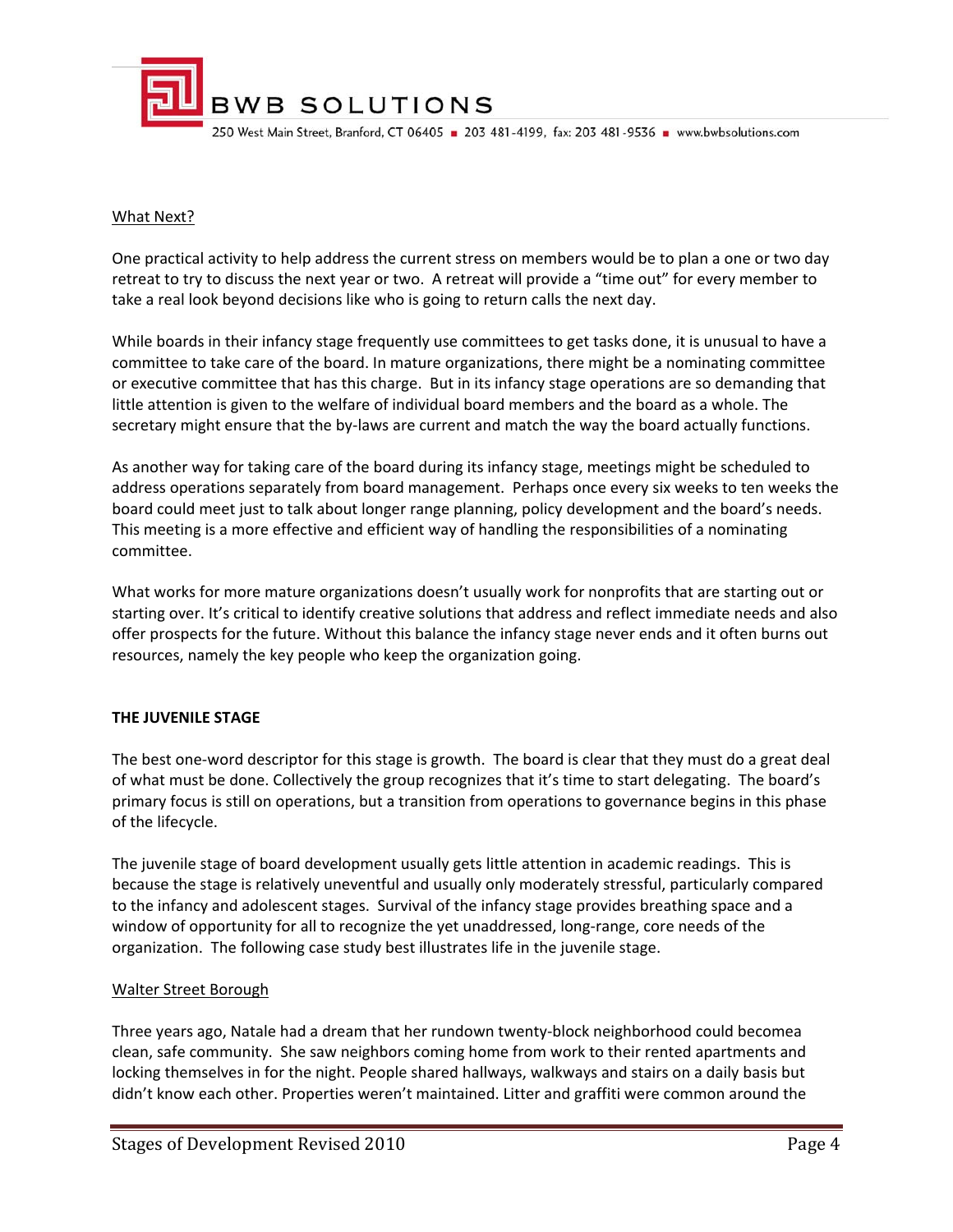What Next?

One practical activity to help address the current stress on members would be to plan a one or two day retreat to try to discuss the next year or two. A retreat will provide a "time out" for every member to take a real look beyond decisions like who is going to return calls the next day.

While boards in their infancy stage frequently use committees to get tasks done, it is unusual to have a committee to take care of the board. In mature organizations, there might be a nominating committee or executive committee that has this charge. But in its infancy stage operations are so demanding that little attention is given to the welfare of individual board members and the board as a whole. The secretary might ensure that the by-laws are current and match the way the board actually functions.

As another way for taking care of the board during its infancy stage, meetings might be scheduled to address operations separately from board management. Perhaps once every six weeks to ten weeks the board could meet just to talk about longer range planning, policy development and the board's needs. This meeting is a more effective and efficient way of handling the responsibilities of a nominating committee.

What works for more mature organizations doesn't usually work for nonprofits that are starting out or starting over. It's critical to identify creative solutions that address and reflect immediate needs and also offer prospects for the future. Without this balance the infancy stage never ends and it often burns out resources, namely the key people who keep the organization going.

**THE JUVENILE STAGE**

The best one-word descriptor for this stage is growth. The board is clear that they must do a great deal of what must be done. Collectively the group recognizes that it's time to start delegating. The board's primary focus is still on operations, but a transition from operations to governance begins in this phase of the lifecycle.

The juvenile stage of board development usually gets little attention in academic readings. This is because the stage is relatively uneventful and usually only moderately stressful, particularly compared to the infancy and adolescent stages. Survival of the infancy stage provides breathing space and a window of opportunity for all to recognize the yet unaddressed, long-range, core needs of the organization. The following case study best illustrates life in the juvenile stage.

Walter Street Borough

Three years ago, Natale had a dream that her rundown twenty-block neighborhood could becomea clean, safe community. She saw neighbors coming home from work to their rented apartments and locking themselves in for the night. People shared hallways, walkways and stairs on a daily basis but didn't know each other. Properties weren't maintained. Litter and graffiti were common around the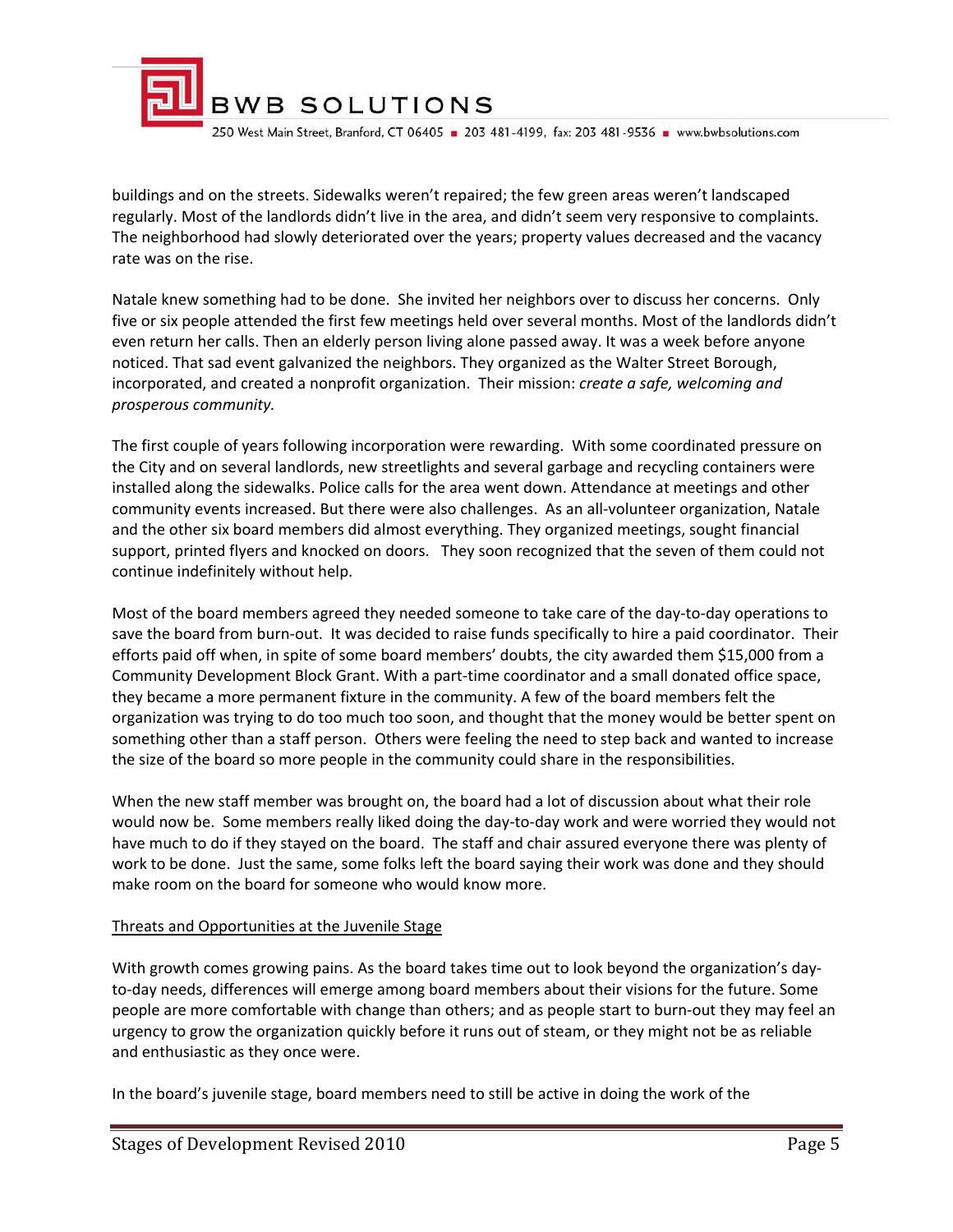buildings and on the streets. Sidewalks weren't repaired; the few green areas weren't landscaped regularly. Most of the landlords didn't live in the area, and didn't seem very responsive to complaints. The neighborhood had slowly deteriorated over the years; property values decreased and the vacancy rate was on the rise.

Natale knew something had to be done. She invited her neighbors over to discuss her concerns. Only five or six people attended the first few meetings held over several months. Most of the landlords didn't even return her calls. Then an elderly person living alone passed away. It was a week before anyone noticed. That sad event galvanized the neighbors. They organized as the Walter Street Borough, incorporated, and created a nonprofit organization. Their mission: *create a safe, welcoming and prosperous community.*

The first couple of years following incorporation were rewarding. With some coordinated pressure on the City and on several landlords, new streetlights and several garbage and recycling containers were installed along the sidewalks. Police calls for the area went down. Attendance at meetings and other community events increased. But there were also challenges. As an all-volunteer organization, Natale and the other six board members did almost everything. They organized meetings, sought financial support, printed flyers and knocked on doors. They soon recognized that the seven of them could not continue indefinitely without help.

Most of the board members agreed they needed someone to take care of the day-to-day operations to save the board from burn-out. It was decided to raise funds specifically to hire a paid coordinator. Their efforts paid off when, in spite of some board members' doubts, the city awarded them $15,000 from a Community Development Block Grant. With a part-time coordinator and a small donated office space, they became a more permanent fixture in the community. A few of the board members felt the organization was trying to do too much too soon, and thought that the money would be better spent on something other than a staff person. Others were feeling the need to step back and wanted to increase the size of the board so more people in the community could share in the responsibilities.

When the new staff member was brought on, the board had a lot of discussion about what their role would now be. Some members really liked doing the day-to-day work and were worried they would not have much to do if they stayed on the board. The staff and chair assured everyone there was plenty of work to be done. Just the same, some folks left the board saying their work was done and they should make room on the board for someone who would know more.

<u>Threats and Opportunities at the Juvenile Stage</u>

With growth comes growing pains. As the board takes time out to look beyond the organization's day-to-day needs, differences will emerge among board members about their visions for the future. Some people are more comfortable with change than others; and as people start to burn-out they may feel an urgency to grow the organization quickly before it runs out of steam, or they might not be as reliable and enthusiastic as they once were.

In the board's juvenile stage, board members need to still be active in doing the work of the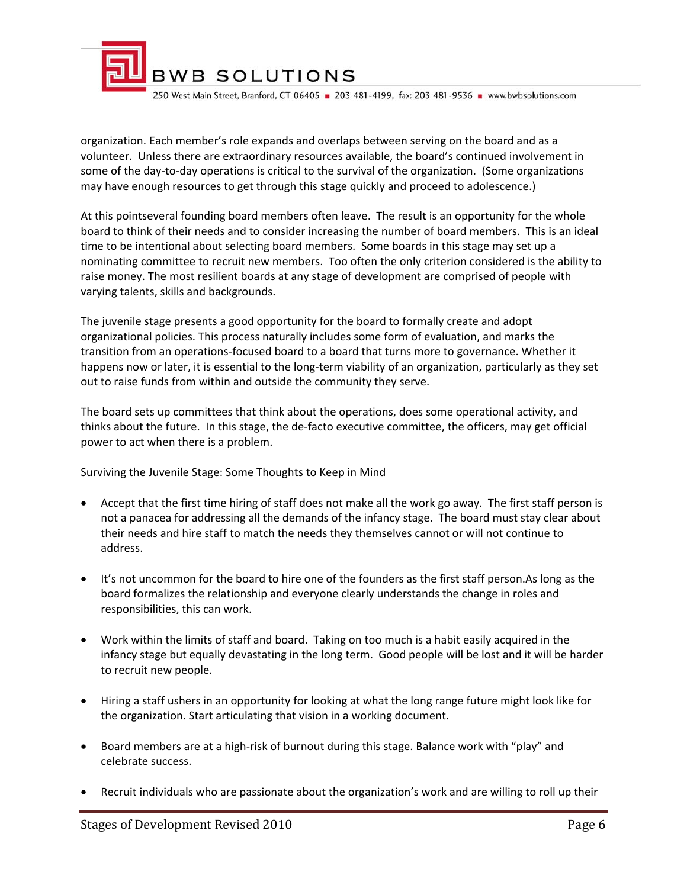organization. Each member's role expands and overlaps between serving on the board and as a volunteer. Unless there are extraordinary resources available, the board's continued involvement in some of the day-to-day operations is critical to the survival of the organization. (Some organizations may have enough resources to get through this stage quickly and proceed to adolescence.)

At this pointseveral founding board members often leave. The result is an opportunity for the whole board to think of their needs and to consider increasing the number of board members. This is an ideal time to be intentional about selecting board members. Some boards in this stage may set up a nominating committee to recruit new members. Too often the only criterion considered is the ability to raise money. The most resilient boards at any stage of development are comprised of people with varying talents, skills and backgrounds.

The juvenile stage presents a good opportunity for the board to formally create and adopt organizational policies. This process naturally includes some form of evaluation, and marks the transition from an operations-focused board to a board that turns more to governance. Whether it happens now or later, it is essential to the long-term viability of an organization, particularly as they set out to raise funds from within and outside the community they serve.

The board sets up committees that think about the operations, does some operational activity, and thinks about the future. In this stage, the de-facto executive committee, the officers, may get official power to act when there is a problem.

<u>Surviving the Juvenile Stage: Some Thoughts to Keep in Mind</u>

- Accept that the first time hiring of staff does not make all the work go away. The first staff person is not a panacea for addressing all the demands of the infancy stage. The board must stay clear about their needs and hire staff to match the needs they themselves cannot or will not continue to address.

- It's not uncommon for the board to hire one of the founders as the first staff person.As long as the board formalizes the relationship and everyone clearly understands the change in roles and responsibilities, this can work.

- Work within the limits of staff and board. Taking on too much is a habit easily acquired in the infancy stage but equally devastating in the long term. Good people will be lost and it will be harder to recruit new people.

- Hiring a staff ushers in an opportunity for looking at what the long range future might look like for the organization. Start articulating that vision in a working document.

- Board members are at a high-risk of burnout during this stage. Balance work with "play" and celebrate success.

- Recruit individuals who are passionate about the organization's work and are willing to roll up their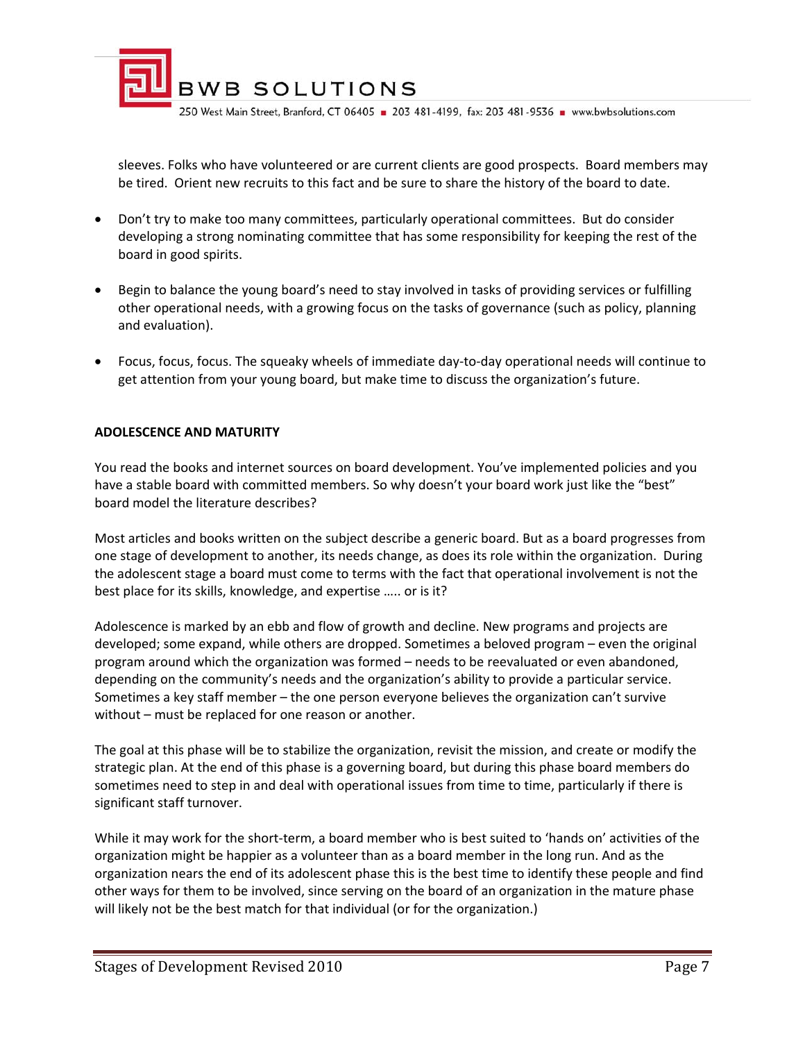sleeves. Folks who have volunteered or are current clients are good prospects. Board members may be tired. Orient new recruits to this fact and be sure to share the history of the board to date.

- Don't try to make too many committees, particularly operational committees. But do consider developing a strong nominating committee that has some responsibility for keeping the rest of the board in good spirits.

- Begin to balance the young board's need to stay involved in tasks of providing services or fulfilling other operational needs, with a growing focus on the tasks of governance (such as policy, planning and evaluation).

- Focus, focus, focus. The squeaky wheels of immediate day-to-day operational needs will continue to get attention from your young board, but make time to discuss the organization's future.

**ADOLESCENCE AND MATURITY**

You read the books and internet sources on board development. You've implemented policies and you have a stable board with committed members. So why doesn't your board work just like the "best" board model the literature describes?

Most articles and books written on the subject describe a generic board. But as a board progresses from one stage of development to another, its needs change, as does its role within the organization. During the adolescent stage a board must come to terms with the fact that operational involvement is not the best place for its skills, knowledge, and expertise ….. or is it?

Adolescence is marked by an ebb and flow of growth and decline. New programs and projects are developed; some expand, while others are dropped. Sometimes a beloved program – even the original program around which the organization was formed – needs to be reevaluated or even abandoned, depending on the community's needs and the organization's ability to provide a particular service. Sometimes a key staff member – the one person everyone believes the organization can't survive without – must be replaced for one reason or another.

The goal at this phase will be to stabilize the organization, revisit the mission, and create or modify the strategic plan. At the end of this phase is a governing board, but during this phase board members do sometimes need to step in and deal with operational issues from time to time, particularly if there is significant staff turnover.

While it may work for the short-term, a board member who is best suited to 'hands on' activities of the organization might be happier as a volunteer than as a board member in the long run. And as the organization nears the end of its adolescent phase this is the best time to identify these people and find other ways for them to be involved, since serving on the board of an organization in the mature phase will likely not be the best match for that individual (or for the organization.)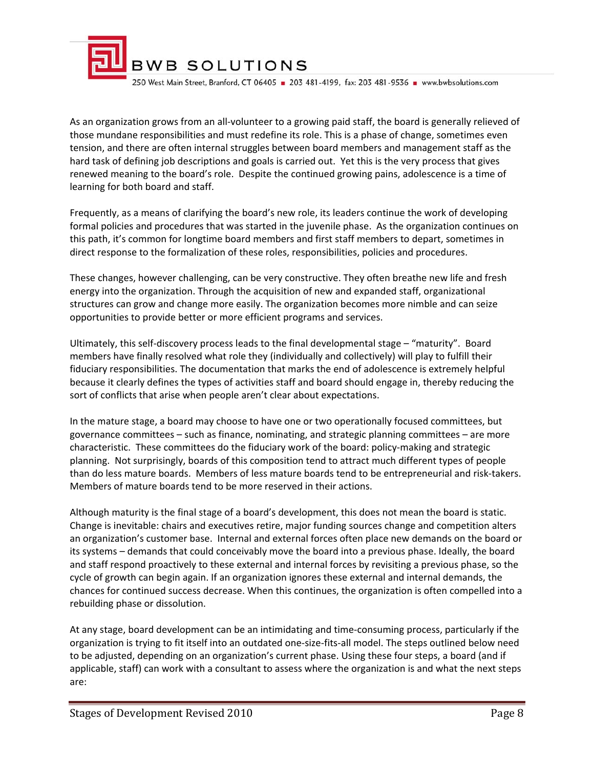As an organization grows from an all-volunteer to a growing paid staff, the board is generally relieved of those mundane responsibilities and must redefine its role. This is a phase of change, sometimes even tension, and there are often internal struggles between board members and management staff as the hard task of defining job descriptions and goals is carried out. Yet this is the very process that gives renewed meaning to the board's role. Despite the continued growing pains, adolescence is a time of learning for both board and staff.

Frequently, as a means of clarifying the board's new role, its leaders continue the work of developing formal policies and procedures that was started in the juvenile phase. As the organization continues on this path, it's common for longtime board members and first staff members to depart, sometimes in direct response to the formalization of these roles, responsibilities, policies and procedures.

These changes, however challenging, can be very constructive. They often breathe new life and fresh energy into the organization. Through the acquisition of new and expanded staff, organizational structures can grow and change more easily. The organization becomes more nimble and can seize opportunities to provide better or more efficient programs and services.

Ultimately, this self-discovery process leads to the final developmental stage – "maturity". Board members have finally resolved what role they (individually and collectively) will play to fulfill their fiduciary responsibilities. The documentation that marks the end of adolescence is extremely helpful because it clearly defines the types of activities staff and board should engage in, thereby reducing the sort of conflicts that arise when people aren't clear about expectations.

In the mature stage, a board may choose to have one or two operationally focused committees, but governance committees – such as finance, nominating, and strategic planning committees – are more characteristic. These committees do the fiduciary work of the board: policy-making and strategic planning. Not surprisingly, boards of this composition tend to attract much different types of people than do less mature boards. Members of less mature boards tend to be entrepreneurial and risk-takers. Members of mature boards tend to be more reserved in their actions.

Although maturity is the final stage of a board's development, this does not mean the board is static. Change is inevitable: chairs and executives retire, major funding sources change and competition alters an organization's customer base. Internal and external forces often place new demands on the board or its systems – demands that could conceivably move the board into a previous phase. Ideally, the board and staff respond proactively to these external and internal forces by revisiting a previous phase, so the cycle of growth can begin again. If an organization ignores these external and internal demands, the chances for continued success decrease. When this continues, the organization is often compelled into a rebuilding phase or dissolution.

At any stage, board development can be an intimidating and time-consuming process, particularly if the organization is trying to fit itself into an outdated one-size-fits-all model. The steps outlined below need to be adjusted, depending on an organization's current phase. Using these four steps, a board (and if applicable, staff) can work with a consultant to assess where the organization is and what the next steps are: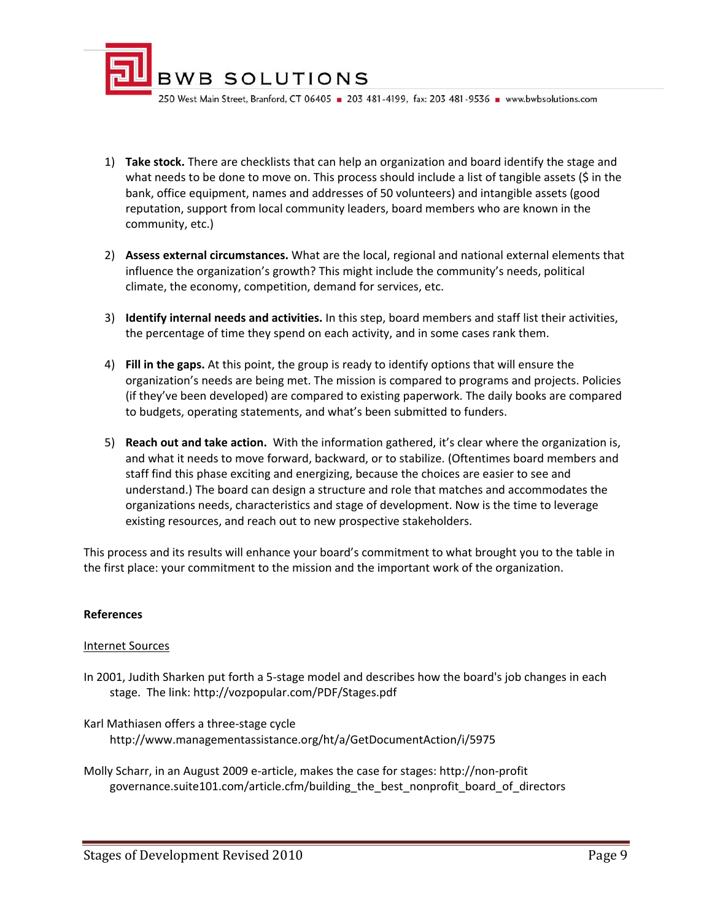1) **Take stock.** There are checklists that can help an organization and board identify the stage and what needs to be done to move on. This process should include a list of tangible assets ($ in the bank, office equipment, names and addresses of 50 volunteers) and intangible assets (good reputation, support from local community leaders, board members who are known in the community, etc.)

2) **Assess external circumstances.** What are the local, regional and national external elements that influence the organization's growth? This might include the community's needs, political climate, the economy, competition, demand for services, etc.

3) **Identify internal needs and activities.** In this step, board members and staff list their activities, the percentage of time they spend on each activity, and in some cases rank them.

4) **Fill in the gaps.** At this point, the group is ready to identify options that will ensure the organization's needs are being met. The mission is compared to programs and projects. Policies (if they've been developed) are compared to existing paperwork. The daily books are compared to budgets, operating statements, and what's been submitted to funders.

5) **Reach out and take action.** With the information gathered, it's clear where the organization is, and what it needs to move forward, backward, or to stabilize. (Oftentimes board members and staff find this phase exciting and energizing, because the choices are easier to see and understand.) The board can design a structure and role that matches and accommodates the organizations needs, characteristics and stage of development. Now is the time to leverage existing resources, and reach out to new prospective stakeholders.

This process and its results will enhance your board's commitment to what brought you to the table in the first place: your commitment to the mission and the important work of the organization.

**References**

Internet Sources

In 2001, Judith Sharken put forth a 5-stage model and describes how the board's job changes in each stage. The link: http://vozpopular.com/PDF/Stages.pdf

Karl Mathiasen offers a three-stage cycle http://www.managementassistance.org/ht/a/GetDocumentAction/i/5975

Molly Scharr, in an August 2009 e-article, makes the case for stages: http://non-profit governance.suite101.com/article.cfm/building_the_best_nonprofit_board_of_directors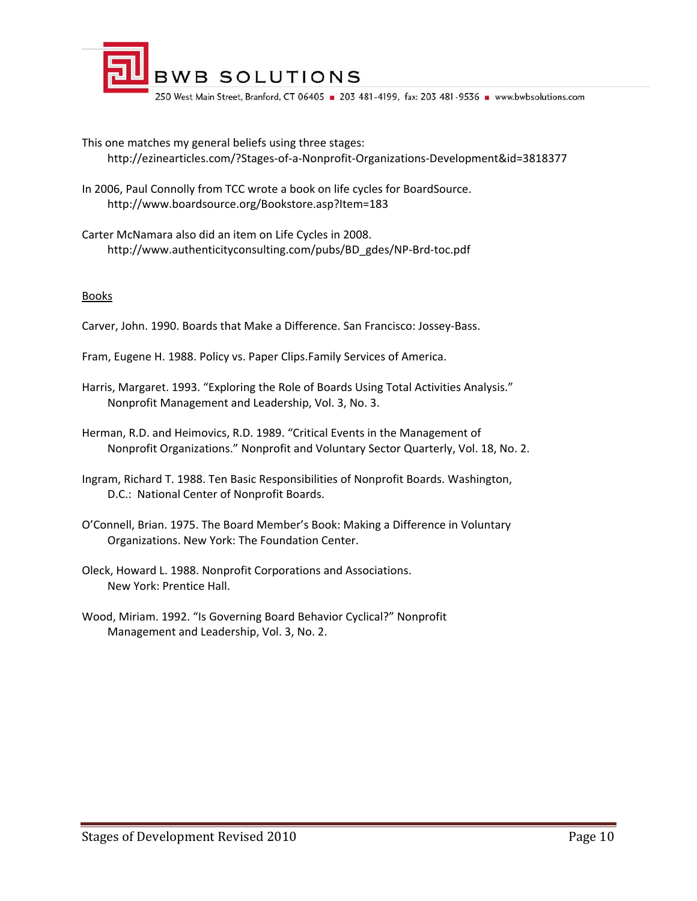This one matches my general beliefs using three stages:
http://ezinearticles.com/?Stages-of-a-Nonprofit-Organizations-Development&id=3818377

In 2006, Paul Connolly from TCC wrote a book on life cycles for BoardSource.
http://www.boardsource.org/Bookstore.asp?Item=183

Carter McNamara also did an item on Life Cycles in 2008.
http://www.authenticityconsulting.com/pubs/BD_gdes/NP-Brd-toc.pdf

<u>Books</u>

Carver, John. 1990. Boards that Make a Difference. San Francisco: Jossey-Bass.

Fram, Eugene H. 1988. Policy vs. Paper Clips.Family Services of America.

Harris, Margaret. 1993. "Exploring the Role of Boards Using Total Activities Analysis." Nonprofit Management and Leadership, Vol. 3, No. 3.

Herman, R.D. and Heimovics, R.D. 1989. "Critical Events in the Management of Nonprofit Organizations." Nonprofit and Voluntary Sector Quarterly, Vol. 18, No. 2.

Ingram, Richard T. 1988. Ten Basic Responsibilities of Nonprofit Boards. Washington, D.C.: National Center of Nonprofit Boards.

O'Connell, Brian. 1975. The Board Member's Book: Making a Difference in Voluntary Organizations. New York: The Foundation Center.

Oleck, Howard L. 1988. Nonprofit Corporations and Associations. New York: Prentice Hall.

Wood, Miriam. 1992. "Is Governing Board Behavior Cyclical?" Nonprofit Management and Leadership, Vol. 3, No. 2.